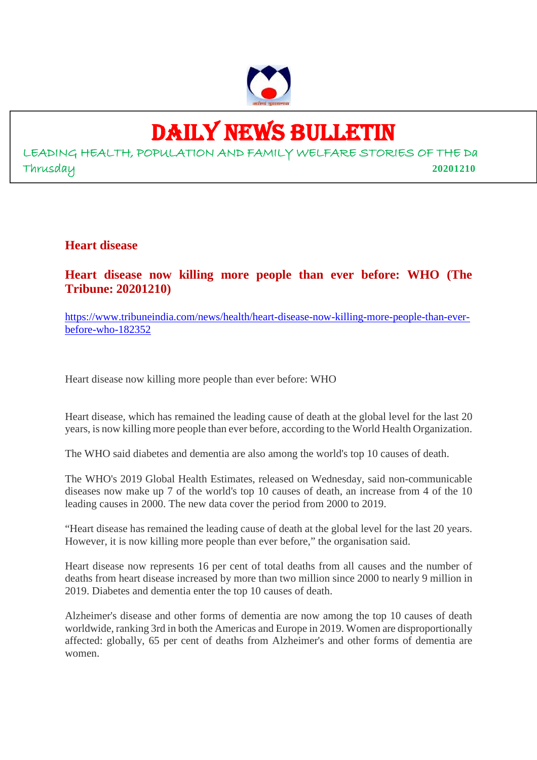# DAILY NEWS BULLETIN

LEADING HEALTH, POPULATION AND FAMILY WELFARE STORIES OF THE Da

Thrusday 20201210

## Heart disease

### Heart disease now killing more people than ever before: WHO (The Tribune: 20201210)

https://www.tribuneindia.com/news/health/heart-disease-now-killing-more-people-than-ever-before-who-182352

Heart disease now killing more people than ever before: WHO

Heart disease, which has remained the leading cause of death at the global level for the last 20 years, is now killing more people than ever before, according to the World Health Organization.

The WHO said diabetes and dementia are also among the world's top 10 causes of death.

The WHO's 2019 Global Health Estimates, released on Wednesday, said non-communicable diseases now make up 7 of the world's top 10 causes of death, an increase from 4 of the 10 leading causes in 2000. The new data cover the period from 2000 to 2019.

"Heart disease has remained the leading cause of death at the global level for the last 20 years. However, it is now killing more people than ever before," the organisation said.

Heart disease now represents 16 per cent of total deaths from all causes and the number of deaths from heart disease increased by more than two million since 2000 to nearly 9 million in 2019. Diabetes and dementia enter the top 10 causes of death.

Alzheimer's disease and other forms of dementia are now among the top 10 causes of death worldwide, ranking 3rd in both the Americas and Europe in 2019. Women are disproportionally affected: globally, 65 per cent of deaths from Alzheimer's and other forms of dementia are women.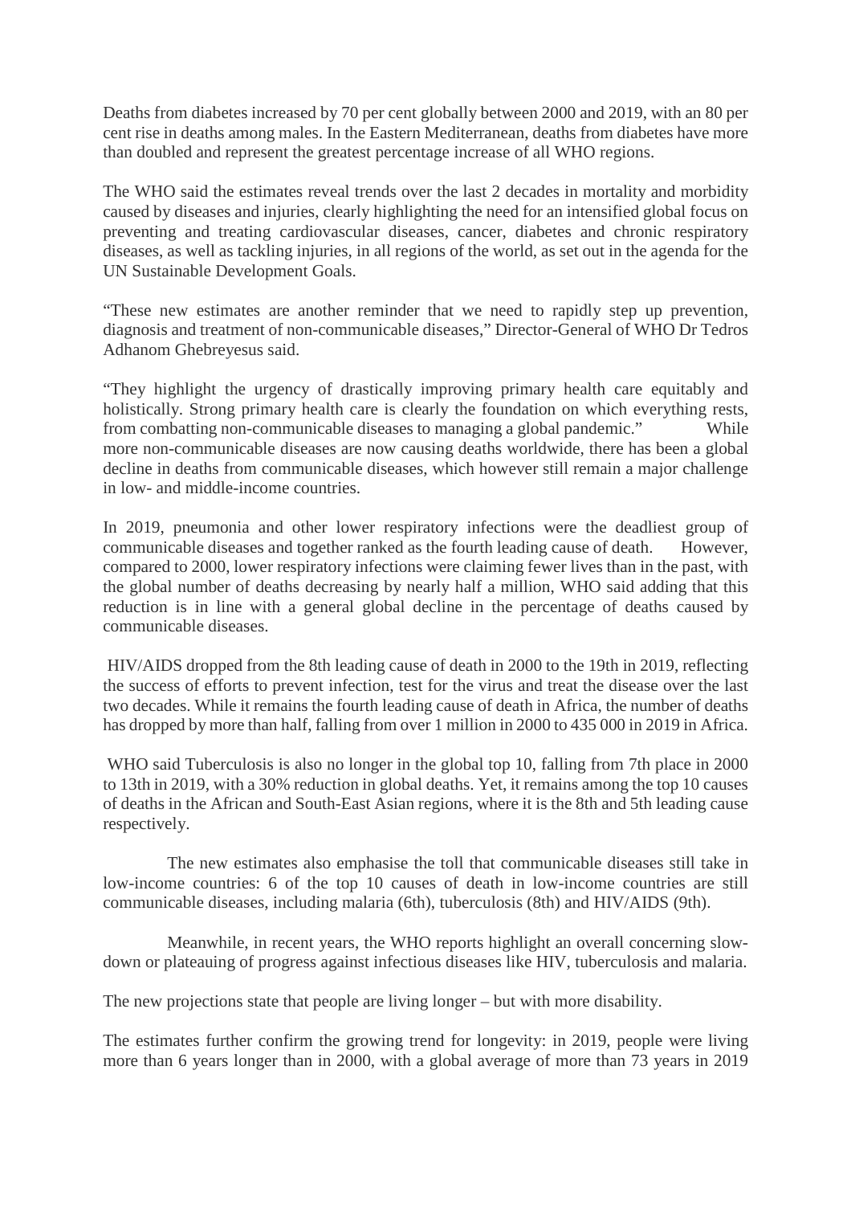Deaths from diabetes increased by 70 per cent globally between 2000 and 2019, with an 80 per cent rise in deaths among males. In the Eastern Mediterranean, deaths from diabetes have more than doubled and represent the greatest percentage increase of all WHO regions.

The WHO said the estimates reveal trends over the last 2 decades in mortality and morbidity caused by diseases and injuries, clearly highlighting the need for an intensified global focus on preventing and treating cardiovascular diseases, cancer, diabetes and chronic respiratory diseases, as well as tackling injuries, in all regions of the world, as set out in the agenda for the UN Sustainable Development Goals.

"These new estimates are another reminder that we need to rapidly step up prevention, diagnosis and treatment of non-communicable diseases," Director-General of WHO Dr Tedros Adhanom Ghebreyesus said.

"They highlight the urgency of drastically improving primary health care equitably and holistically. Strong primary health care is clearly the foundation on which everything rests, from combatting non-communicable diseases to managing a global pandemic." While more non-communicable diseases are now causing deaths worldwide, there has been a global decline in deaths from communicable diseases, which however still remain a major challenge in low- and middle-income countries.

In 2019, pneumonia and other lower respiratory infections were the deadliest group of communicable diseases and together ranked as the fourth leading cause of death. However, compared to 2000, lower respiratory infections were claiming fewer lives than in the past, with the global number of deaths decreasing by nearly half a million, WHO said adding that this reduction is in line with a general global decline in the percentage of deaths caused by communicable diseases.

HIV/AIDS dropped from the 8th leading cause of death in 2000 to the 19th in 2019, reflecting the success of efforts to prevent infection, test for the virus and treat the disease over the last two decades. While it remains the fourth leading cause of death in Africa, the number of deaths has dropped by more than half, falling from over 1 million in 2000 to 435 000 in 2019 in Africa.

WHO said Tuberculosis is also no longer in the global top 10, falling from 7th place in 2000 to 13th in 2019, with a 30% reduction in global deaths. Yet, it remains among the top 10 causes of deaths in the African and South-East Asian regions, where it is the 8th and 5th leading cause respectively.

The new estimates also emphasise the toll that communicable diseases still take in low-income countries: 6 of the top 10 causes of death in low-income countries are still communicable diseases, including malaria (6th), tuberculosis (8th) and HIV/AIDS (9th).

Meanwhile, in recent years, the WHO reports highlight an overall concerning slow-down or plateauing of progress against infectious diseases like HIV, tuberculosis and malaria.

The new projections state that people are living longer – but with more disability.

The estimates further confirm the growing trend for longevity: in 2019, people were living more than 6 years longer than in 2000, with a global average of more than 73 years in 2019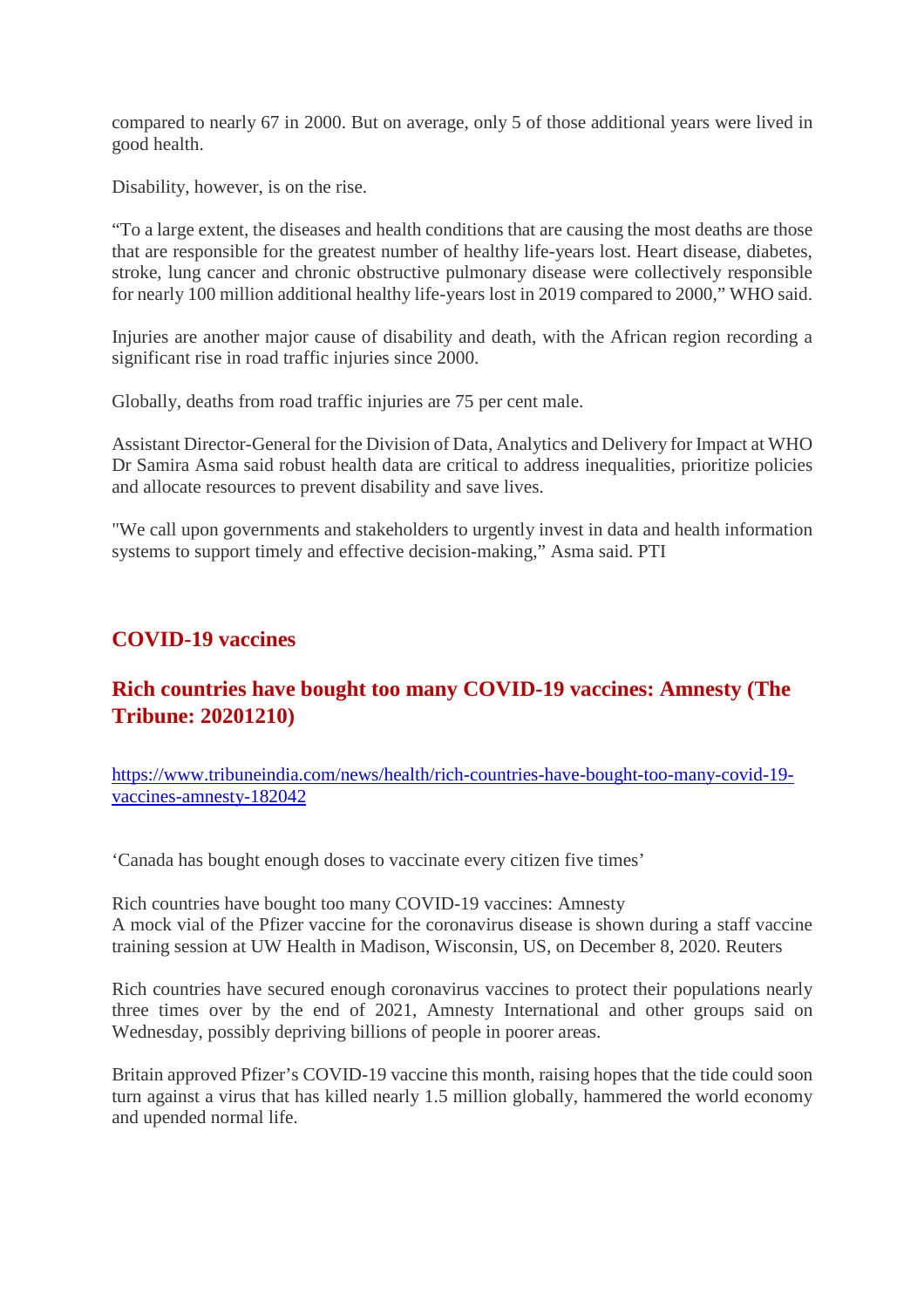compared to nearly 67 in 2000. But on average, only 5 of those additional years were lived in good health.

Disability, however, is on the rise.

"To a large extent, the diseases and health conditions that are causing the most deaths are those that are responsible for the greatest number of healthy life-years lost. Heart disease, diabetes, stroke, lung cancer and chronic obstructive pulmonary disease were collectively responsible for nearly 100 million additional healthy life-years lost in 2019 compared to 2000," WHO said.

Injuries are another major cause of disability and death, with the African region recording a significant rise in road traffic injuries since 2000.

Globally, deaths from road traffic injuries are 75 per cent male.

Assistant Director-General for the Division of Data, Analytics and Delivery for Impact at WHO Dr Samira Asma said robust health data are critical to address inequalities, prioritize policies and allocate resources to prevent disability and save lives.

"We call upon governments and stakeholders to urgently invest in data and health information systems to support timely and effective decision-making," Asma said. PTI

## COVID-19 vaccines

## Rich countries have bought too many COVID-19 vaccines: Amnesty (The Tribune: 20201210)

https://www.tribuneindia.com/news/health/rich-countries-have-bought-too-many-covid-19-vaccines-amnesty-182042

'Canada has bought enough doses to vaccinate every citizen five times'

Rich countries have bought too many COVID-19 vaccines: Amnesty
A mock vial of the Pfizer vaccine for the coronavirus disease is shown during a staff vaccine training session at UW Health in Madison, Wisconsin, US, on December 8, 2020. Reuters

Rich countries have secured enough coronavirus vaccines to protect their populations nearly three times over by the end of 2021, Amnesty International and other groups said on Wednesday, possibly depriving billions of people in poorer areas.

Britain approved Pfizer's COVID-19 vaccine this month, raising hopes that the tide could soon turn against a virus that has killed nearly 1.5 million globally, hammered the world economy and upended normal life.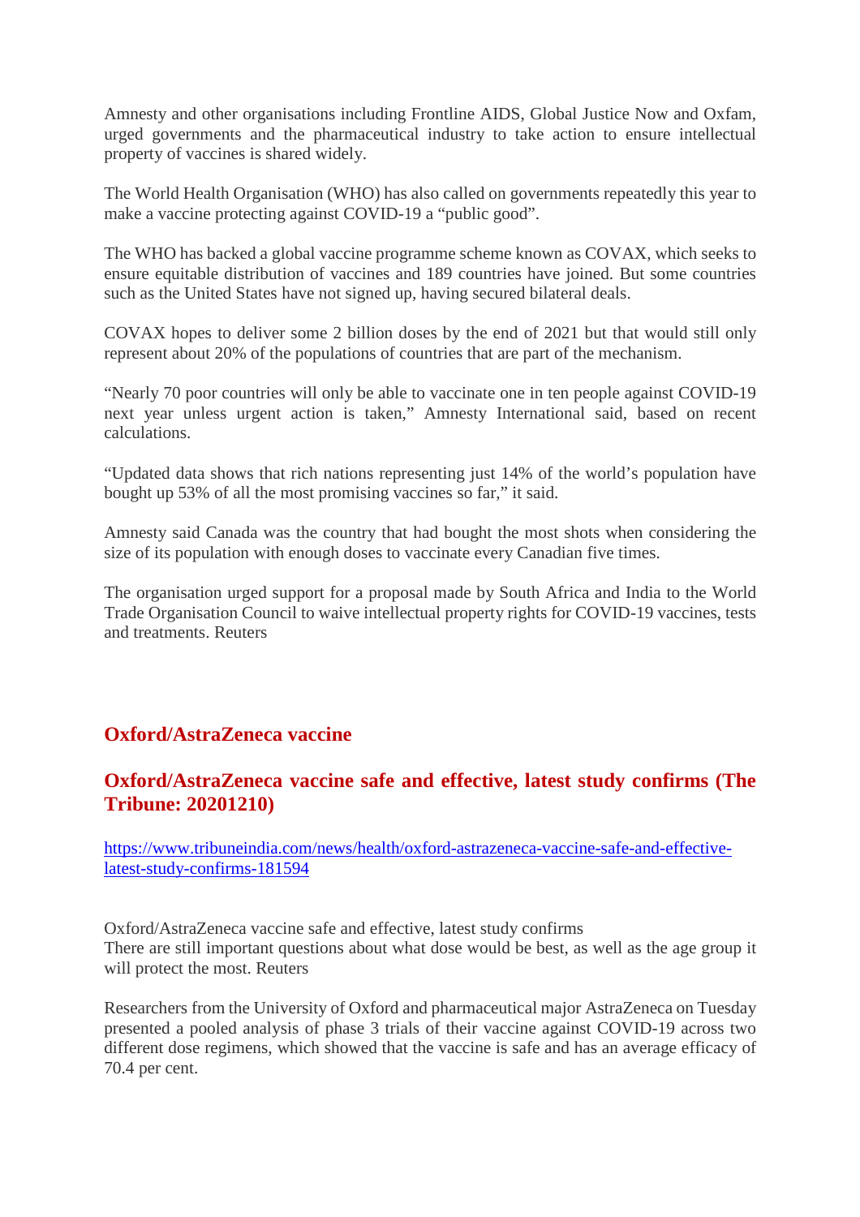Amnesty and other organisations including Frontline AIDS, Global Justice Now and Oxfam, urged governments and the pharmaceutical industry to take action to ensure intellectual property of vaccines is shared widely.

The World Health Organisation (WHO) has also called on governments repeatedly this year to make a vaccine protecting against COVID-19 a "public good".

The WHO has backed a global vaccine programme scheme known as COVAX, which seeks to ensure equitable distribution of vaccines and 189 countries have joined. But some countries such as the United States have not signed up, having secured bilateral deals.

COVAX hopes to deliver some 2 billion doses by the end of 2021 but that would still only represent about 20% of the populations of countries that are part of the mechanism.

"Nearly 70 poor countries will only be able to vaccinate one in ten people against COVID-19 next year unless urgent action is taken," Amnesty International said, based on recent calculations.

"Updated data shows that rich nations representing just 14% of the world's population have bought up 53% of all the most promising vaccines so far," it said.

Amnesty said Canada was the country that had bought the most shots when considering the size of its population with enough doses to vaccinate every Canadian five times.

The organisation urged support for a proposal made by South Africa and India to the World Trade Organisation Council to waive intellectual property rights for COVID-19 vaccines, tests and treatments. Reuters

## Oxford/AstraZeneca vaccine

## Oxford/AstraZeneca vaccine safe and effective, latest study confirms (The Tribune: 20201210)

https://www.tribuneindia.com/news/health/oxford-astrazeneca-vaccine-safe-and-effective-latest-study-confirms-181594

Oxford/AstraZeneca vaccine safe and effective, latest study confirms
There are still important questions about what dose would be best, as well as the age group it will protect the most. Reuters

Researchers from the University of Oxford and pharmaceutical major AstraZeneca on Tuesday presented a pooled analysis of phase 3 trials of their vaccine against COVID-19 across two different dose regimens, which showed that the vaccine is safe and has an average efficacy of 70.4 per cent.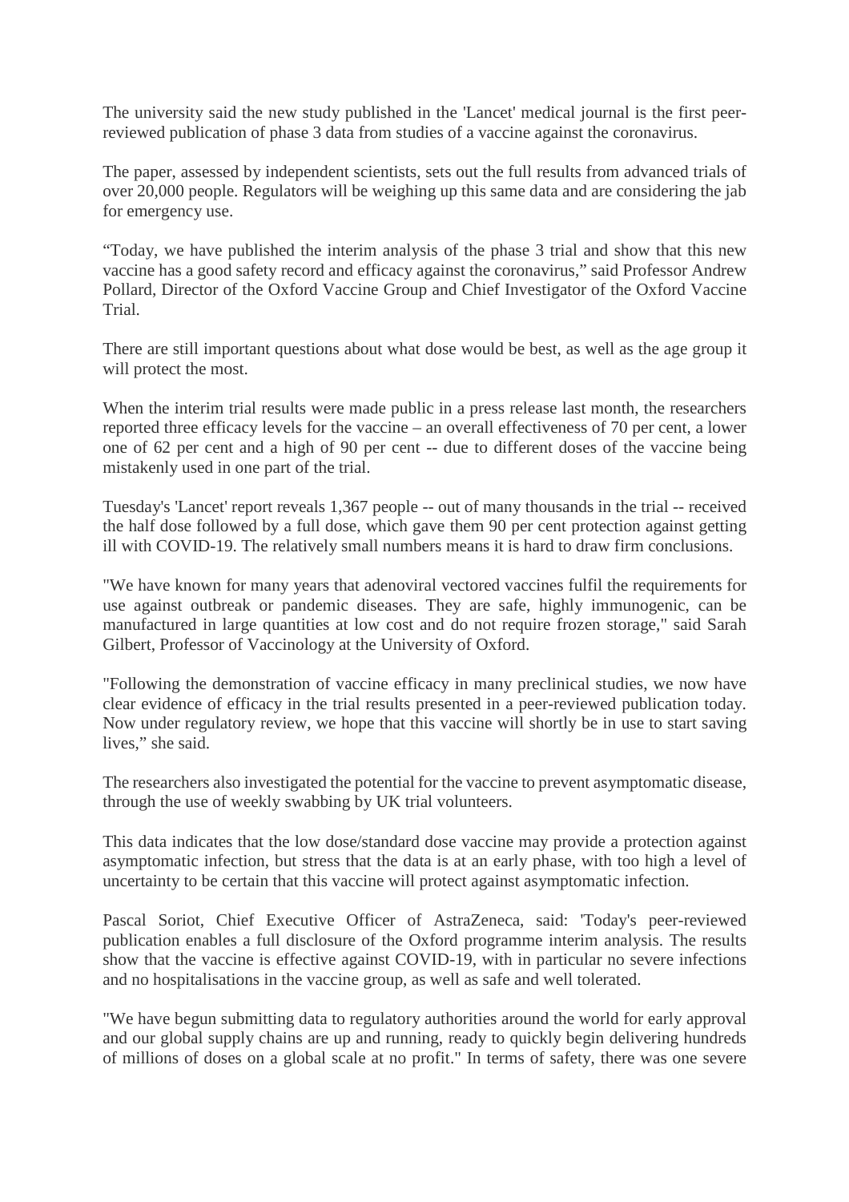The university said the new study published in the 'Lancet' medical journal is the first peer-reviewed publication of phase 3 data from studies of a vaccine against the coronavirus.

The paper, assessed by independent scientists, sets out the full results from advanced trials of over 20,000 people. Regulators will be weighing up this same data and are considering the jab for emergency use.

“Today, we have published the interim analysis of the phase 3 trial and show that this new vaccine has a good safety record and efficacy against the coronavirus,” said Professor Andrew Pollard, Director of the Oxford Vaccine Group and Chief Investigator of the Oxford Vaccine Trial.

There are still important questions about what dose would be best, as well as the age group it will protect the most.

When the interim trial results were made public in a press release last month, the researchers reported three efficacy levels for the vaccine – an overall effectiveness of 70 per cent, a lower one of 62 per cent and a high of 90 per cent -- due to different doses of the vaccine being mistakenly used in one part of the trial.

Tuesday's 'Lancet' report reveals 1,367 people -- out of many thousands in the trial -- received the half dose followed by a full dose, which gave them 90 per cent protection against getting ill with COVID-19. The relatively small numbers means it is hard to draw firm conclusions.

"We have known for many years that adenoviral vectored vaccines fulfil the requirements for use against outbreak or pandemic diseases. They are safe, highly immunogenic, can be manufactured in large quantities at low cost and do not require frozen storage," said Sarah Gilbert, Professor of Vaccinology at the University of Oxford.

"Following the demonstration of vaccine efficacy in many preclinical studies, we now have clear evidence of efficacy in the trial results presented in a peer-reviewed publication today. Now under regulatory review, we hope that this vaccine will shortly be in use to start saving lives,” she said.

The researchers also investigated the potential for the vaccine to prevent asymptomatic disease, through the use of weekly swabbing by UK trial volunteers.

This data indicates that the low dose/standard dose vaccine may provide a protection against asymptomatic infection, but stress that the data is at an early phase, with too high a level of uncertainty to be certain that this vaccine will protect against asymptomatic infection.

Pascal Soriot, Chief Executive Officer of AstraZeneca, said: 'Today's peer-reviewed publication enables a full disclosure of the Oxford programme interim analysis. The results show that the vaccine is effective against COVID-19, with in particular no severe infections and no hospitalisations in the vaccine group, as well as safe and well tolerated.

"We have begun submitting data to regulatory authorities around the world for early approval and our global supply chains are up and running, ready to quickly begin delivering hundreds of millions of doses on a global scale at no profit." In terms of safety, there was one severe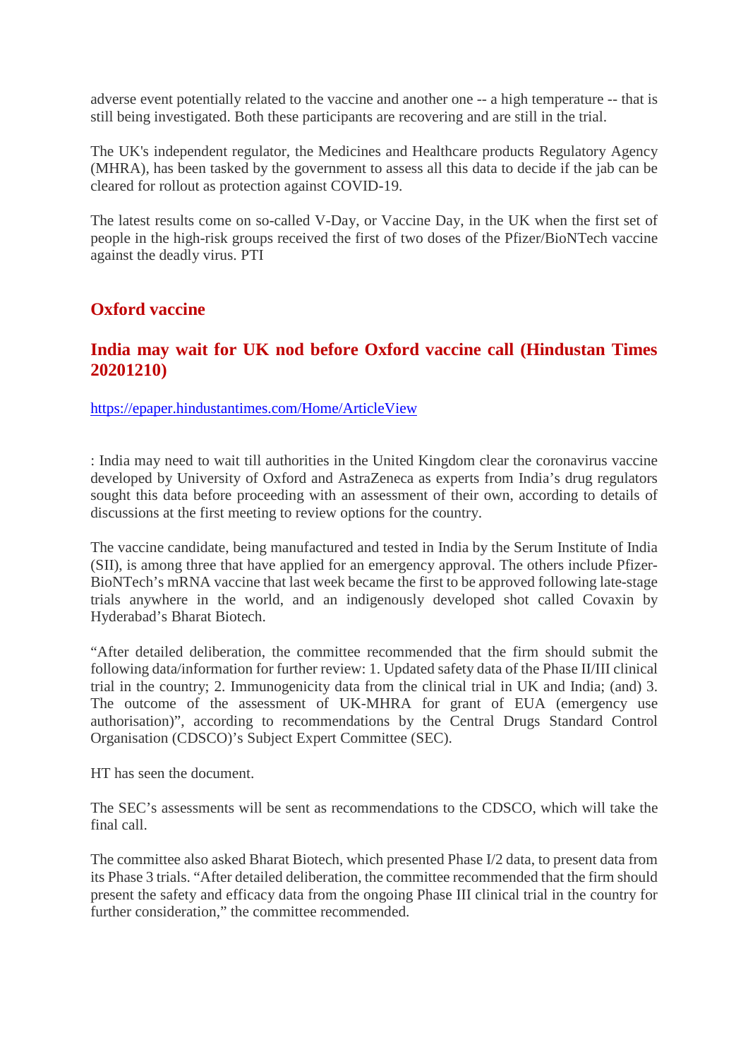adverse event potentially related to the vaccine and another one -- a high temperature -- that is still being investigated. Both these participants are recovering and are still in the trial.

The UK's independent regulator, the Medicines and Healthcare products Regulatory Agency (MHRA), has been tasked by the government to assess all this data to decide if the jab can be cleared for rollout as protection against COVID-19.

The latest results come on so-called V-Day, or Vaccine Day, in the UK when the first set of people in the high-risk groups received the first of two doses of the Pfizer/BioNTech vaccine against the deadly virus. PTI

## Oxford vaccine

## India may wait for UK nod before Oxford vaccine call (Hindustan Times 20201210)

https://epaper.hindustantimes.com/Home/ArticleView

: India may need to wait till authorities in the United Kingdom clear the coronavirus vaccine developed by University of Oxford and AstraZeneca as experts from India's drug regulators sought this data before proceeding with an assessment of their own, according to details of discussions at the first meeting to review options for the country.

The vaccine candidate, being manufactured and tested in India by the Serum Institute of India (SII), is among three that have applied for an emergency approval. The others include Pfizer-BioNTech's mRNA vaccine that last week became the first to be approved following late-stage trials anywhere in the world, and an indigenously developed shot called Covaxin by Hyderabad's Bharat Biotech.

"After detailed deliberation, the committee recommended that the firm should submit the following data/information for further review: 1. Updated safety data of the Phase II/III clinical trial in the country; 2. Immunogenicity data from the clinical trial in UK and India; (and) 3. The outcome of the assessment of UK-MHRA for grant of EUA (emergency use authorisation)", according to recommendations by the Central Drugs Standard Control Organisation (CDSCO)'s Subject Expert Committee (SEC).

HT has seen the document.

The SEC's assessments will be sent as recommendations to the CDSCO, which will take the final call.

The committee also asked Bharat Biotech, which presented Phase I/2 data, to present data from its Phase 3 trials. "After detailed deliberation, the committee recommended that the firm should present the safety and efficacy data from the ongoing Phase III clinical trial in the country for further consideration," the committee recommended.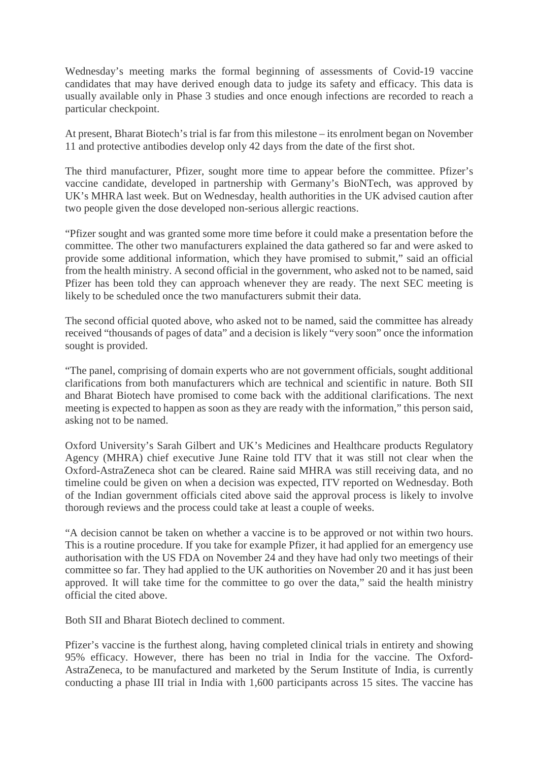Wednesday's meeting marks the formal beginning of assessments of Covid-19 vaccine candidates that may have derived enough data to judge its safety and efficacy. This data is usually available only in Phase 3 studies and once enough infections are recorded to reach a particular checkpoint.

At present, Bharat Biotech's trial is far from this milestone – its enrolment began on November 11 and protective antibodies develop only 42 days from the date of the first shot.

The third manufacturer, Pfizer, sought more time to appear before the committee. Pfizer's vaccine candidate, developed in partnership with Germany's BioNTech, was approved by UK's MHRA last week. But on Wednesday, health authorities in the UK advised caution after two people given the dose developed non-serious allergic reactions.

"Pfizer sought and was granted some more time before it could make a presentation before the committee. The other two manufacturers explained the data gathered so far and were asked to provide some additional information, which they have promised to submit," said an official from the health ministry. A second official in the government, who asked not to be named, said Pfizer has been told they can approach whenever they are ready. The next SEC meeting is likely to be scheduled once the two manufacturers submit their data.

The second official quoted above, who asked not to be named, said the committee has already received "thousands of pages of data" and a decision is likely "very soon" once the information sought is provided.

"The panel, comprising of domain experts who are not government officials, sought additional clarifications from both manufacturers which are technical and scientific in nature. Both SII and Bharat Biotech have promised to come back with the additional clarifications. The next meeting is expected to happen as soon as they are ready with the information," this person said, asking not to be named.

Oxford University's Sarah Gilbert and UK's Medicines and Healthcare products Regulatory Agency (MHRA) chief executive June Raine told ITV that it was still not clear when the Oxford-AstraZeneca shot can be cleared. Raine said MHRA was still receiving data, and no timeline could be given on when a decision was expected, ITV reported on Wednesday. Both of the Indian government officials cited above said the approval process is likely to involve thorough reviews and the process could take at least a couple of weeks.

"A decision cannot be taken on whether a vaccine is to be approved or not within two hours. This is a routine procedure. If you take for example Pfizer, it had applied for an emergency use authorisation with the US FDA on November 24 and they have had only two meetings of their committee so far. They had applied to the UK authorities on November 20 and it has just been approved. It will take time for the committee to go over the data," said the health ministry official the cited above.

Both SII and Bharat Biotech declined to comment.

Pfizer's vaccine is the furthest along, having completed clinical trials in entirety and showing 95% efficacy. However, there has been no trial in India for the vaccine. The Oxford-AstraZeneca, to be manufactured and marketed by the Serum Institute of India, is currently conducting a phase III trial in India with 1,600 participants across 15 sites. The vaccine has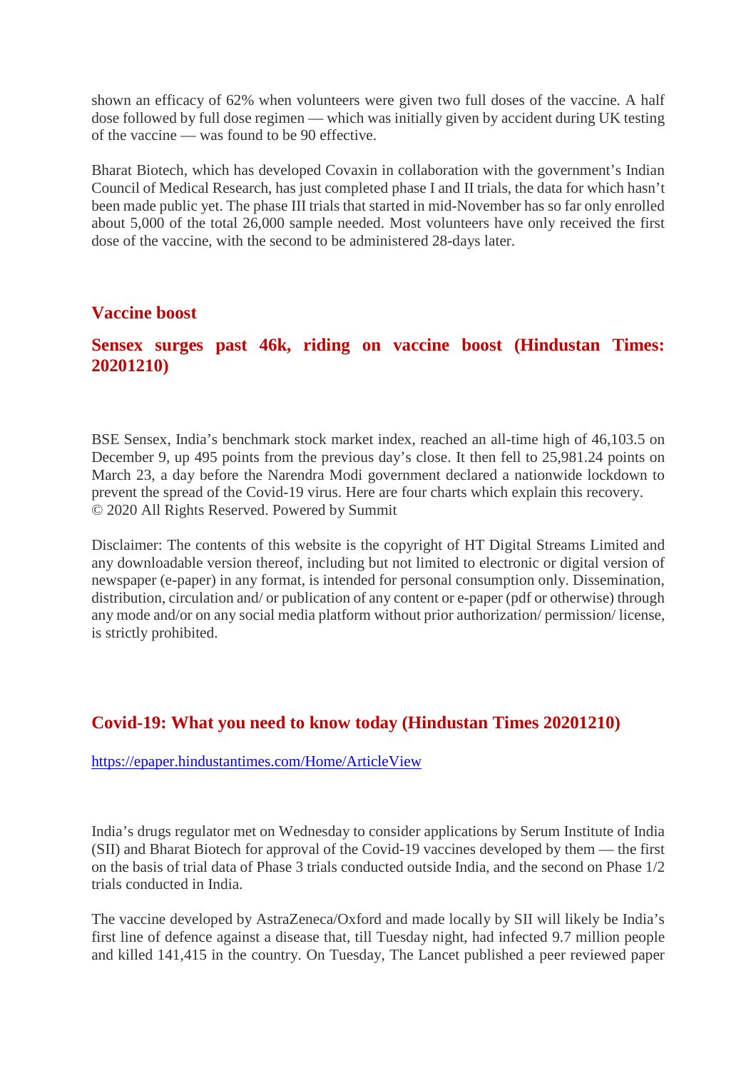shown an efficacy of 62% when volunteers were given two full doses of the vaccine. A half dose followed by full dose regimen — which was initially given by accident during UK testing of the vaccine — was found to be 90 effective.

Bharat Biotech, which has developed Covaxin in collaboration with the government's Indian Council of Medical Research, has just completed phase I and II trials, the data for which hasn't been made public yet. The phase III trials that started in mid-November has so far only enrolled about 5,000 of the total 26,000 sample needed. Most volunteers have only received the first dose of the vaccine, with the second to be administered 28-days later.

## Vaccine boost

## Sensex surges past 46k, riding on vaccine boost (Hindustan Times: 20201210)

BSE Sensex, India's benchmark stock market index, reached an all-time high of 46,103.5 on December 9, up 495 points from the previous day's close. It then fell to 25,981.24 points on March 23, a day before the Narendra Modi government declared a nationwide lockdown to prevent the spread of the Covid-19 virus. Here are four charts which explain this recovery.
© 2020 All Rights Reserved. Powered by Summit

Disclaimer: The contents of this website is the copyright of HT Digital Streams Limited and any downloadable version thereof, including but not limited to electronic or digital version of newspaper (e-paper) in any format, is intended for personal consumption only. Dissemination, distribution, circulation and/ or publication of any content or e-paper (pdf or otherwise) through any mode and/or on any social media platform without prior authorization/ permission/ license, is strictly prohibited.

## Covid-19: What you need to know today (Hindustan Times 20201210)

https://epaper.hindustantimes.com/Home/ArticleView

India's drugs regulator met on Wednesday to consider applications by Serum Institute of India (SII) and Bharat Biotech for approval of the Covid-19 vaccines developed by them — the first on the basis of trial data of Phase 3 trials conducted outside India, and the second on Phase 1/2 trials conducted in India.

The vaccine developed by AstraZeneca/Oxford and made locally by SII will likely be India's first line of defence against a disease that, till Tuesday night, had infected 9.7 million people and killed 141,415 in the country. On Tuesday, The Lancet published a peer reviewed paper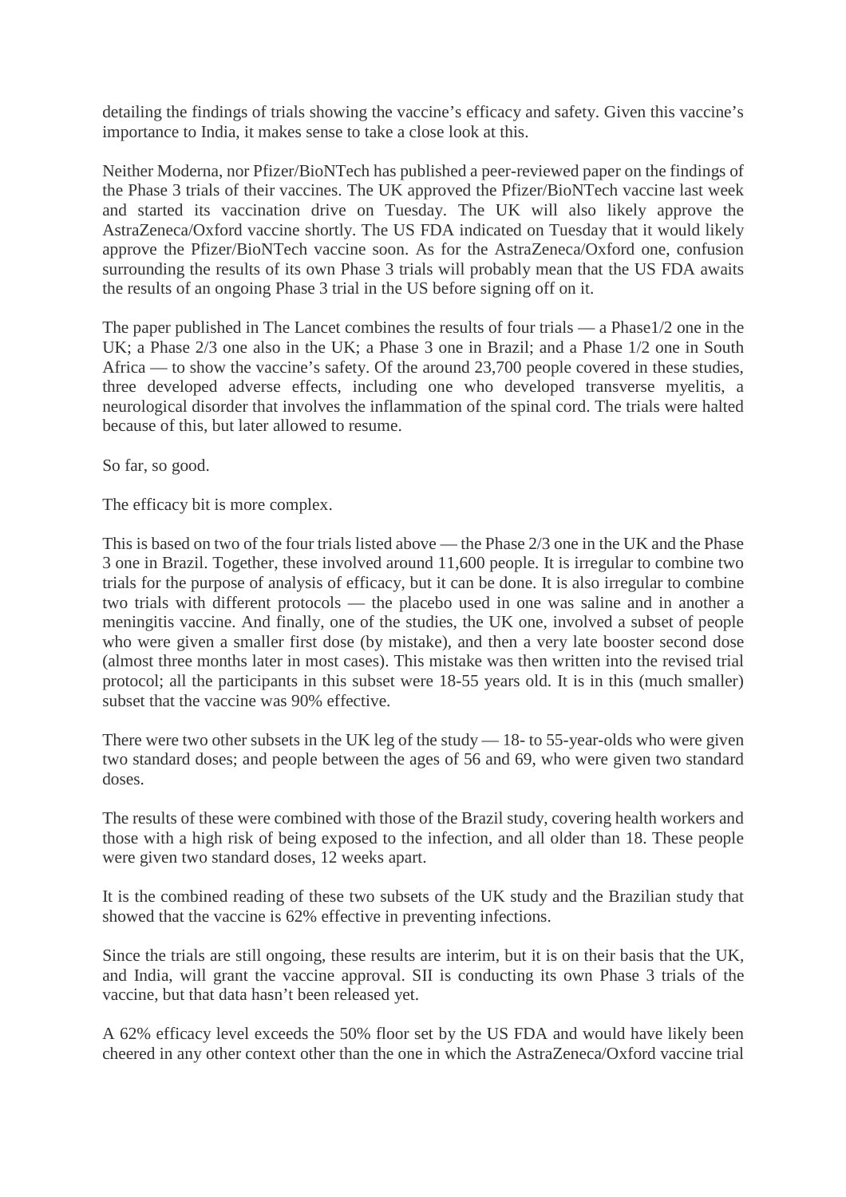detailing the findings of trials showing the vaccine's efficacy and safety. Given this vaccine's importance to India, it makes sense to take a close look at this.

Neither Moderna, nor Pfizer/BioNTech has published a peer-reviewed paper on the findings of the Phase 3 trials of their vaccines. The UK approved the Pfizer/BioNTech vaccine last week and started its vaccination drive on Tuesday. The UK will also likely approve the AstraZeneca/Oxford vaccine shortly. The US FDA indicated on Tuesday that it would likely approve the Pfizer/BioNTech vaccine soon. As for the AstraZeneca/Oxford one, confusion surrounding the results of its own Phase 3 trials will probably mean that the US FDA awaits the results of an ongoing Phase 3 trial in the US before signing off on it.

The paper published in The Lancet combines the results of four trials — a Phase1/2 one in the UK; a Phase 2/3 one also in the UK; a Phase 3 one in Brazil; and a Phase 1/2 one in South Africa — to show the vaccine's safety. Of the around 23,700 people covered in these studies, three developed adverse effects, including one who developed transverse myelitis, a neurological disorder that involves the inflammation of the spinal cord. The trials were halted because of this, but later allowed to resume.

So far, so good.

The efficacy bit is more complex.

This is based on two of the four trials listed above — the Phase 2/3 one in the UK and the Phase 3 one in Brazil. Together, these involved around 11,600 people. It is irregular to combine two trials for the purpose of analysis of efficacy, but it can be done. It is also irregular to combine two trials with different protocols — the placebo used in one was saline and in another a meningitis vaccine. And finally, one of the studies, the UK one, involved a subset of people who were given a smaller first dose (by mistake), and then a very late booster second dose (almost three months later in most cases). This mistake was then written into the revised trial protocol; all the participants in this subset were 18-55 years old. It is in this (much smaller) subset that the vaccine was 90% effective.

There were two other subsets in the UK leg of the study — 18- to 55-year-olds who were given two standard doses; and people between the ages of 56 and 69, who were given two standard doses.

The results of these were combined with those of the Brazil study, covering health workers and those with a high risk of being exposed to the infection, and all older than 18. These people were given two standard doses, 12 weeks apart.

It is the combined reading of these two subsets of the UK study and the Brazilian study that showed that the vaccine is 62% effective in preventing infections.

Since the trials are still ongoing, these results are interim, but it is on their basis that the UK, and India, will grant the vaccine approval. SII is conducting its own Phase 3 trials of the vaccine, but that data hasn't been released yet.

A 62% efficacy level exceeds the 50% floor set by the US FDA and would have likely been cheered in any other context other than the one in which the AstraZeneca/Oxford vaccine trial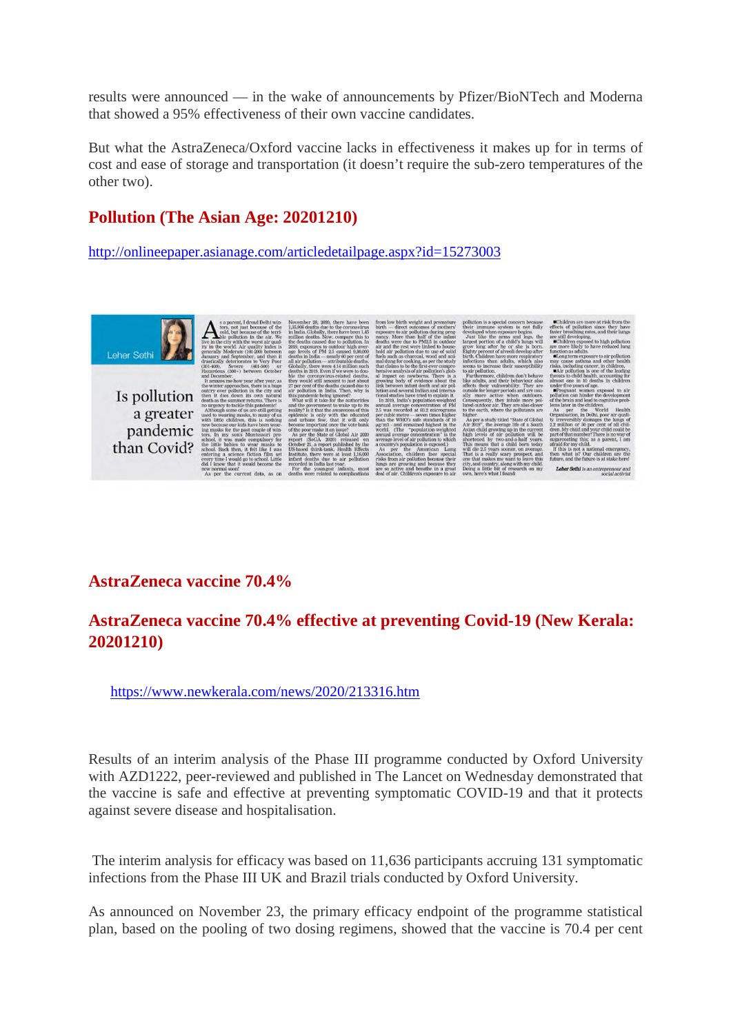results were announced — in the wake of announcements by Pfizer/BioNTech and Moderna that showed a 95% effectiveness of their own vaccine candidates.

But what the AstraZeneca/Oxford vaccine lacks in effectiveness it makes up for in terms of cost and ease of storage and transportation (it doesn't require the sub-zero temperatures of the other two).

## Pollution (The Asian Age: 20201210)

http://onlineepaper.asianage.com/articledetailpage.aspx?id=15273003

## AstraZeneca vaccine 70.4%

## AstraZeneca vaccine 70.4% effective at preventing Covid-19 (New Kerala: 20201210)

https://www.newkerala.com/news/2020/213316.htm

Results of an interim analysis of the Phase III programme conducted by Oxford University with AZD1222, peer-reviewed and published in The Lancet on Wednesday demonstrated that the vaccine is safe and effective at preventing symptomatic COVID-19 and that it protects against severe disease and hospitalisation.

The interim analysis for efficacy was based on 11,636 participants accruing 131 symptomatic infections from the Phase III UK and Brazil trials conducted by Oxford University.

As announced on November 23, the primary efficacy endpoint of the programme statistical plan, based on the pooling of two dosing regimens, showed that the vaccine is 70.4 per cent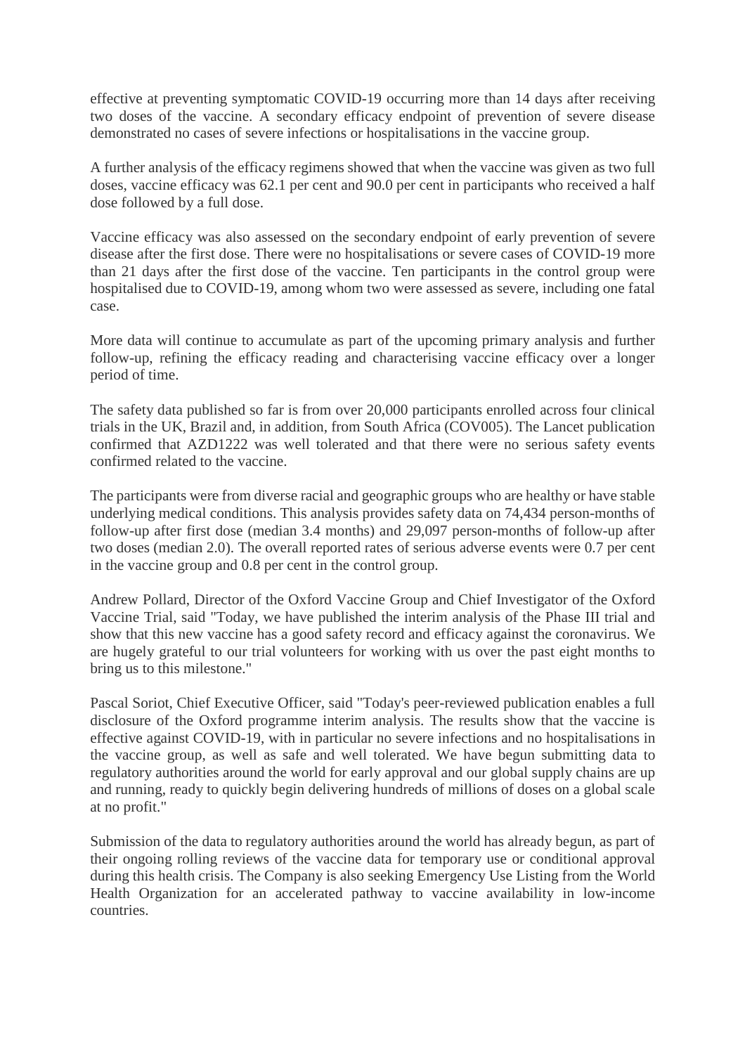effective at preventing symptomatic COVID-19 occurring more than 14 days after receiving two doses of the vaccine. A secondary efficacy endpoint of prevention of severe disease demonstrated no cases of severe infections or hospitalisations in the vaccine group.

A further analysis of the efficacy regimens showed that when the vaccine was given as two full doses, vaccine efficacy was 62.1 per cent and 90.0 per cent in participants who received a half dose followed by a full dose.

Vaccine efficacy was also assessed on the secondary endpoint of early prevention of severe disease after the first dose. There were no hospitalisations or severe cases of COVID-19 more than 21 days after the first dose of the vaccine. Ten participants in the control group were hospitalised due to COVID-19, among whom two were assessed as severe, including one fatal case.

More data will continue to accumulate as part of the upcoming primary analysis and further follow-up, refining the efficacy reading and characterising vaccine efficacy over a longer period of time.

The safety data published so far is from over 20,000 participants enrolled across four clinical trials in the UK, Brazil and, in addition, from South Africa (COV005). The Lancet publication confirmed that AZD1222 was well tolerated and that there were no serious safety events confirmed related to the vaccine.

The participants were from diverse racial and geographic groups who are healthy or have stable underlying medical conditions. This analysis provides safety data on 74,434 person-months of follow-up after first dose (median 3.4 months) and 29,097 person-months of follow-up after two doses (median 2.0). The overall reported rates of serious adverse events were 0.7 per cent in the vaccine group and 0.8 per cent in the control group.

Andrew Pollard, Director of the Oxford Vaccine Group and Chief Investigator of the Oxford Vaccine Trial, said "Today, we have published the interim analysis of the Phase III trial and show that this new vaccine has a good safety record and efficacy against the coronavirus. We are hugely grateful to our trial volunteers for working with us over the past eight months to bring us to this milestone."

Pascal Soriot, Chief Executive Officer, said "Today's peer-reviewed publication enables a full disclosure of the Oxford programme interim analysis. The results show that the vaccine is effective against COVID-19, with in particular no severe infections and no hospitalisations in the vaccine group, as well as safe and well tolerated. We have begun submitting data to regulatory authorities around the world for early approval and our global supply chains are up and running, ready to quickly begin delivering hundreds of millions of doses on a global scale at no profit."

Submission of the data to regulatory authorities around the world has already begun, as part of their ongoing rolling reviews of the vaccine data for temporary use or conditional approval during this health crisis. The Company is also seeking Emergency Use Listing from the World Health Organization for an accelerated pathway to vaccine availability in low-income countries.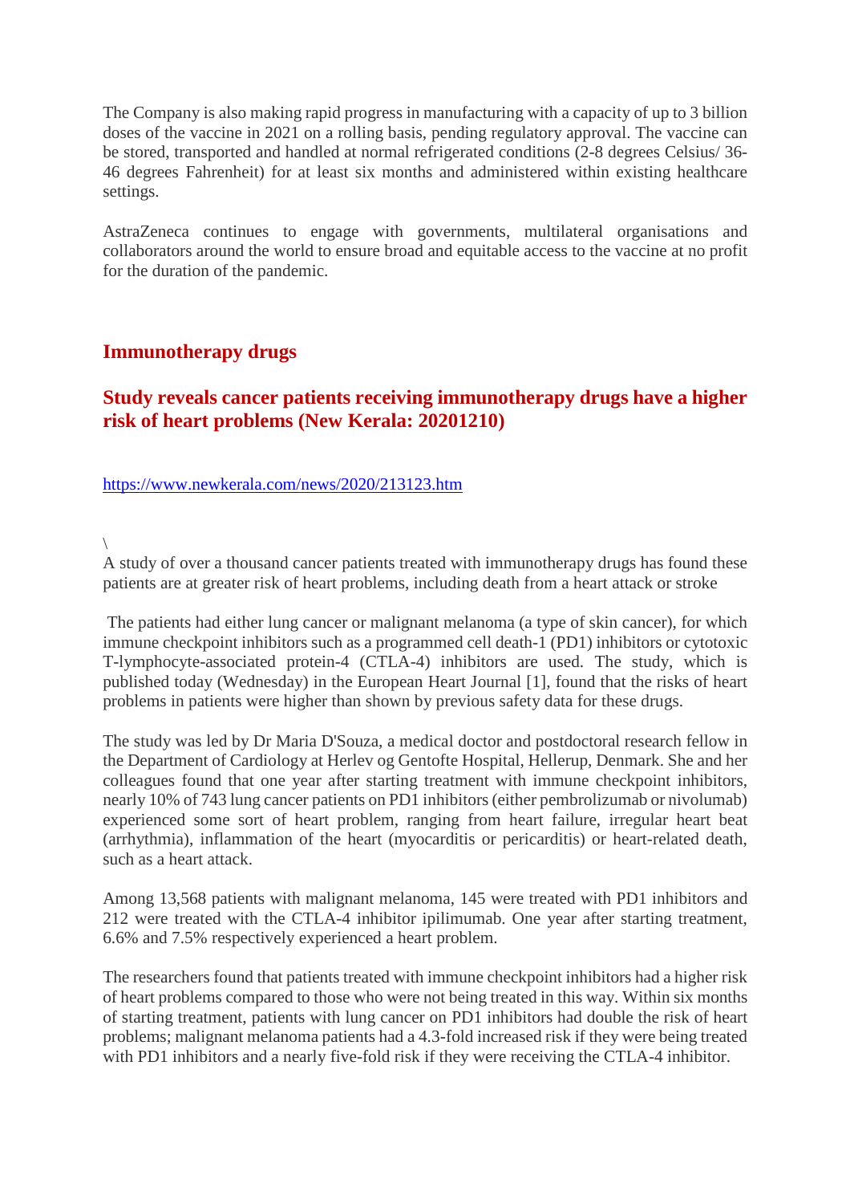The Company is also making rapid progress in manufacturing with a capacity of up to 3 billion doses of the vaccine in 2021 on a rolling basis, pending regulatory approval. The vaccine can be stored, transported and handled at normal refrigerated conditions (2-8 degrees Celsius/ 36-46 degrees Fahrenheit) for at least six months and administered within existing healthcare settings.

AstraZeneca continues to engage with governments, multilateral organisations and collaborators around the world to ensure broad and equitable access to the vaccine at no profit for the duration of the pandemic.

## Immunotherapy drugs

### Study reveals cancer patients receiving immunotherapy drugs have a higher risk of heart problems (New Kerala: 20201210)

https://www.newkerala.com/news/2020/213123.htm

\

A study of over a thousand cancer patients treated with immunotherapy drugs has found these patients are at greater risk of heart problems, including death from a heart attack or stroke

The patients had either lung cancer or malignant melanoma (a type of skin cancer), for which immune checkpoint inhibitors such as a programmed cell death-1 (PD1) inhibitors or cytotoxic T-lymphocyte-associated protein-4 (CTLA-4) inhibitors are used. The study, which is published today (Wednesday) in the European Heart Journal [1], found that the risks of heart problems in patients were higher than shown by previous safety data for these drugs.

The study was led by Dr Maria D'Souza, a medical doctor and postdoctoral research fellow in the Department of Cardiology at Herlev og Gentofte Hospital, Hellerup, Denmark. She and her colleagues found that one year after starting treatment with immune checkpoint inhibitors, nearly 10% of 743 lung cancer patients on PD1 inhibitors (either pembrolizumab or nivolumab) experienced some sort of heart problem, ranging from heart failure, irregular heart beat (arrhythmia), inflammation of the heart (myocarditis or pericarditis) or heart-related death, such as a heart attack.

Among 13,568 patients with malignant melanoma, 145 were treated with PD1 inhibitors and 212 were treated with the CTLA-4 inhibitor ipilimumab. One year after starting treatment, 6.6% and 7.5% respectively experienced a heart problem.

The researchers found that patients treated with immune checkpoint inhibitors had a higher risk of heart problems compared to those who were not being treated in this way. Within six months of starting treatment, patients with lung cancer on PD1 inhibitors had double the risk of heart problems; malignant melanoma patients had a 4.3-fold increased risk if they were being treated with PD1 inhibitors and a nearly five-fold risk if they were receiving the CTLA-4 inhibitor.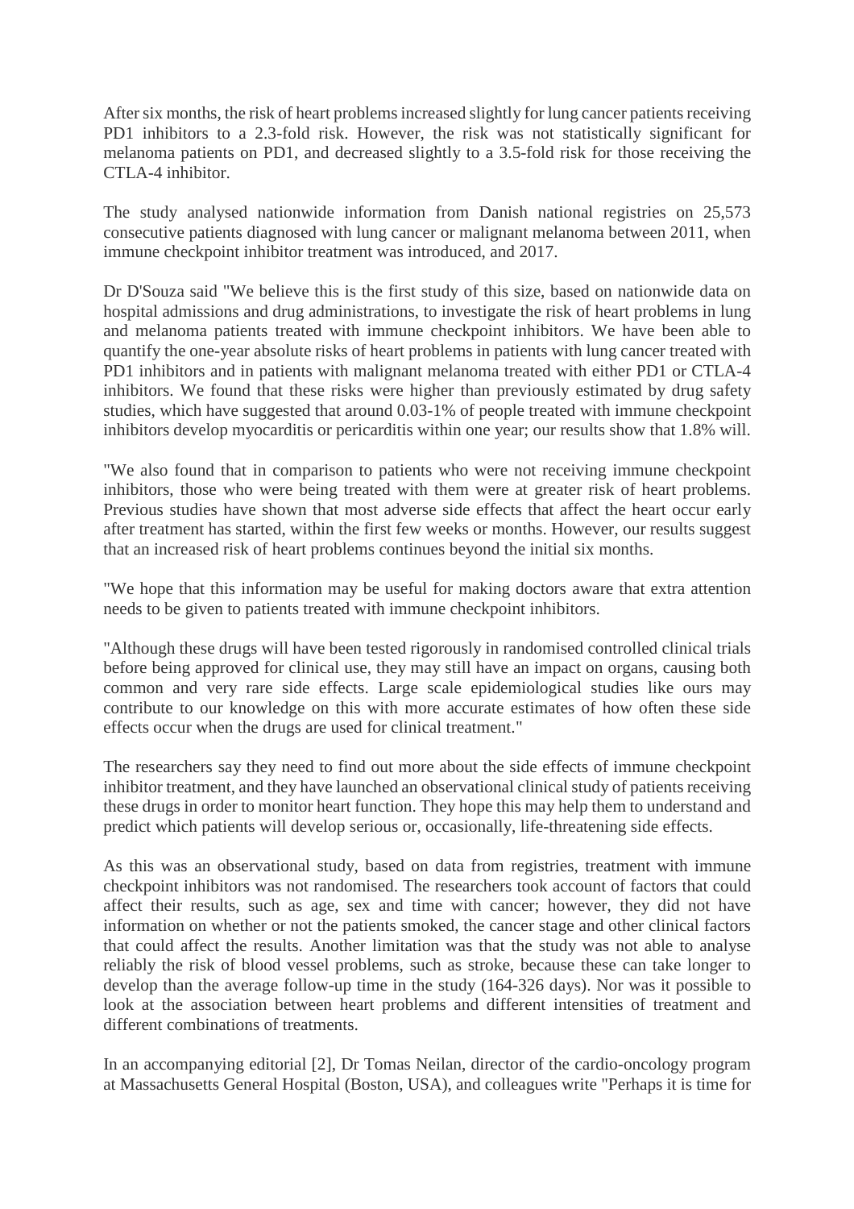After six months, the risk of heart problems increased slightly for lung cancer patients receiving PD1 inhibitors to a 2.3-fold risk. However, the risk was not statistically significant for melanoma patients on PD1, and decreased slightly to a 3.5-fold risk for those receiving the CTLA-4 inhibitor.

The study analysed nationwide information from Danish national registries on 25,573 consecutive patients diagnosed with lung cancer or malignant melanoma between 2011, when immune checkpoint inhibitor treatment was introduced, and 2017.

Dr D'Souza said "We believe this is the first study of this size, based on nationwide data on hospital admissions and drug administrations, to investigate the risk of heart problems in lung and melanoma patients treated with immune checkpoint inhibitors. We have been able to quantify the one-year absolute risks of heart problems in patients with lung cancer treated with PD1 inhibitors and in patients with malignant melanoma treated with either PD1 or CTLA-4 inhibitors. We found that these risks were higher than previously estimated by drug safety studies, which have suggested that around 0.03-1% of people treated with immune checkpoint inhibitors develop myocarditis or pericarditis within one year; our results show that 1.8% will.

"We also found that in comparison to patients who were not receiving immune checkpoint inhibitors, those who were being treated with them were at greater risk of heart problems. Previous studies have shown that most adverse side effects that affect the heart occur early after treatment has started, within the first few weeks or months. However, our results suggest that an increased risk of heart problems continues beyond the initial six months.

"We hope that this information may be useful for making doctors aware that extra attention needs to be given to patients treated with immune checkpoint inhibitors.

"Although these drugs will have been tested rigorously in randomised controlled clinical trials before being approved for clinical use, they may still have an impact on organs, causing both common and very rare side effects. Large scale epidemiological studies like ours may contribute to our knowledge on this with more accurate estimates of how often these side effects occur when the drugs are used for clinical treatment."

The researchers say they need to find out more about the side effects of immune checkpoint inhibitor treatment, and they have launched an observational clinical study of patients receiving these drugs in order to monitor heart function. They hope this may help them to understand and predict which patients will develop serious or, occasionally, life-threatening side effects.

As this was an observational study, based on data from registries, treatment with immune checkpoint inhibitors was not randomised. The researchers took account of factors that could affect their results, such as age, sex and time with cancer; however, they did not have information on whether or not the patients smoked, the cancer stage and other clinical factors that could affect the results. Another limitation was that the study was not able to analyse reliably the risk of blood vessel problems, such as stroke, because these can take longer to develop than the average follow-up time in the study (164-326 days). Nor was it possible to look at the association between heart problems and different intensities of treatment and different combinations of treatments.

In an accompanying editorial [2], Dr Tomas Neilan, director of the cardio-oncology program at Massachusetts General Hospital (Boston, USA), and colleagues write "Perhaps it is time for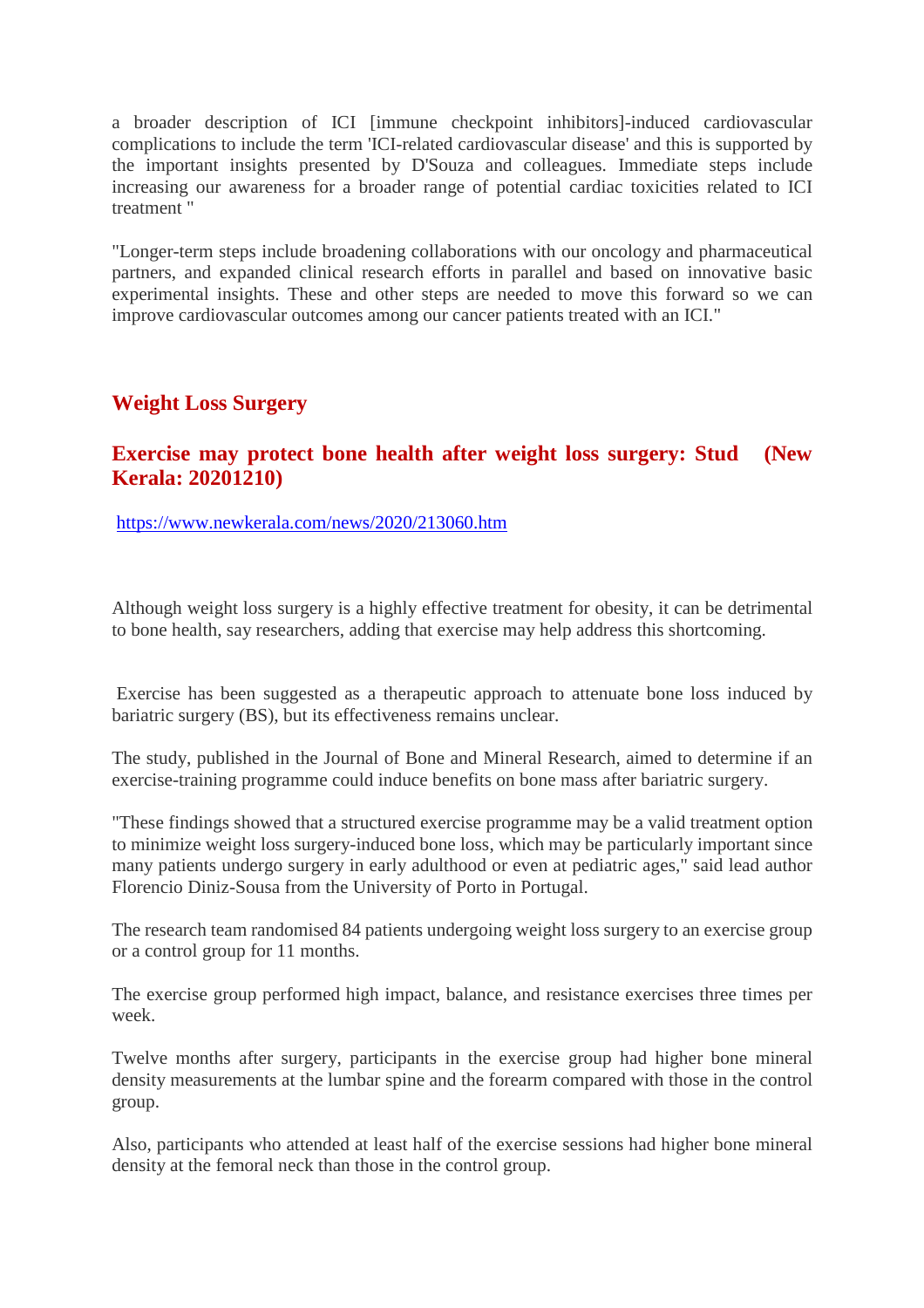a broader description of ICI [immune checkpoint inhibitors]-induced cardiovascular complications to include the term 'ICI-related cardiovascular disease' and this is supported by the important insights presented by D'Souza and colleagues. Immediate steps include increasing our awareness for a broader range of potential cardiac toxicities related to ICI treatment "

"Longer-term steps include broadening collaborations with our oncology and pharmaceutical partners, and expanded clinical research efforts in parallel and based on innovative basic experimental insights. These and other steps are needed to move this forward so we can improve cardiovascular outcomes among our cancer patients treated with an ICI."

## Weight Loss Surgery

### Exercise may protect bone health after weight loss surgery: Stud (New Kerala: 20201210)

https://www.newkerala.com/news/2020/213060.htm

Although weight loss surgery is a highly effective treatment for obesity, it can be detrimental to bone health, say researchers, adding that exercise may help address this shortcoming.

Exercise has been suggested as a therapeutic approach to attenuate bone loss induced by bariatric surgery (BS), but its effectiveness remains unclear.

The study, published in the Journal of Bone and Mineral Research, aimed to determine if an exercise-training programme could induce benefits on bone mass after bariatric surgery.

"These findings showed that a structured exercise programme may be a valid treatment option to minimize weight loss surgery-induced bone loss, which may be particularly important since many patients undergo surgery in early adulthood or even at pediatric ages," said lead author Florencio Diniz-Sousa from the University of Porto in Portugal.

The research team randomised 84 patients undergoing weight loss surgery to an exercise group or a control group for 11 months.

The exercise group performed high impact, balance, and resistance exercises three times per week.

Twelve months after surgery, participants in the exercise group had higher bone mineral density measurements at the lumbar spine and the forearm compared with those in the control group.

Also, participants who attended at least half of the exercise sessions had higher bone mineral density at the femoral neck than those in the control group.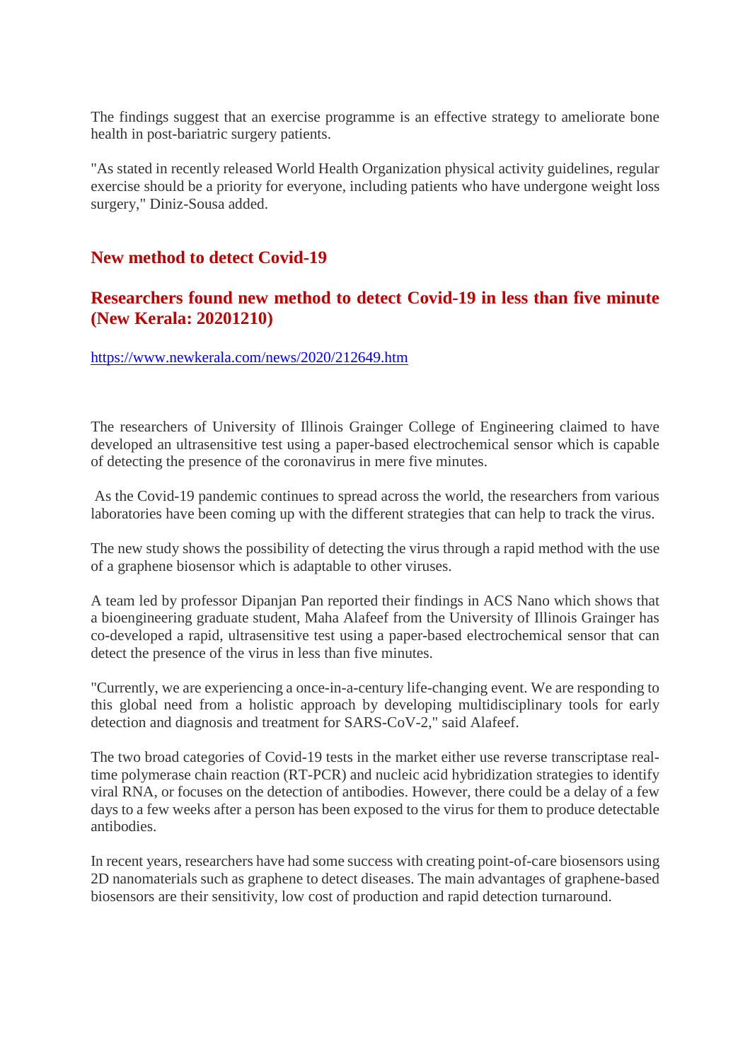The findings suggest that an exercise programme is an effective strategy to ameliorate bone health in post-bariatric surgery patients.

"As stated in recently released World Health Organization physical activity guidelines, regular exercise should be a priority for everyone, including patients who have undergone weight loss surgery," Diniz-Sousa added.

## New method to detect Covid-19

## Researchers found new method to detect Covid-19 in less than five minute (New Kerala: 20201210)

https://www.newkerala.com/news/2020/212649.htm

The researchers of University of Illinois Grainger College of Engineering claimed to have developed an ultrasensitive test using a paper-based electrochemical sensor which is capable of detecting the presence of the coronavirus in mere five minutes.

As the Covid-19 pandemic continues to spread across the world, the researchers from various laboratories have been coming up with the different strategies that can help to track the virus.

The new study shows the possibility of detecting the virus through a rapid method with the use of a graphene biosensor which is adaptable to other viruses.

A team led by professor Dipanjan Pan reported their findings in ACS Nano which shows that a bioengineering graduate student, Maha Alafeef from the University of Illinois Grainger has co-developed a rapid, ultrasensitive test using a paper-based electrochemical sensor that can detect the presence of the virus in less than five minutes.

"Currently, we are experiencing a once-in-a-century life-changing event. We are responding to this global need from a holistic approach by developing multidisciplinary tools for early detection and diagnosis and treatment for SARS-CoV-2," said Alafeef.

The two broad categories of Covid-19 tests in the market either use reverse transcriptase real-time polymerase chain reaction (RT-PCR) and nucleic acid hybridization strategies to identify viral RNA, or focuses on the detection of antibodies. However, there could be a delay of a few days to a few weeks after a person has been exposed to the virus for them to produce detectable antibodies.

In recent years, researchers have had some success with creating point-of-care biosensors using 2D nanomaterials such as graphene to detect diseases. The main advantages of graphene-based biosensors are their sensitivity, low cost of production and rapid detection turnaround.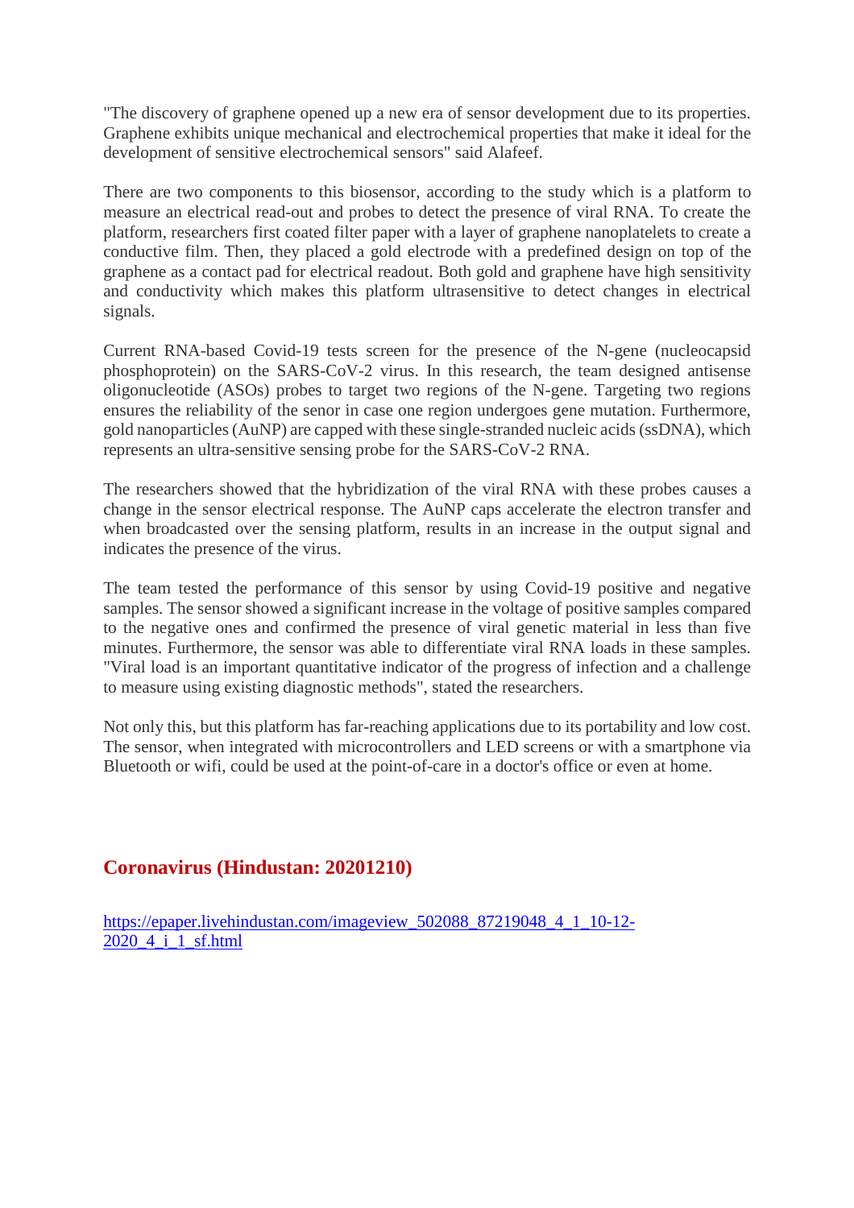"The discovery of graphene opened up a new era of sensor development due to its properties. Graphene exhibits unique mechanical and electrochemical properties that make it ideal for the development of sensitive electrochemical sensors" said Alafeef.

There are two components to this biosensor, according to the study which is a platform to measure an electrical read-out and probes to detect the presence of viral RNA. To create the platform, researchers first coated filter paper with a layer of graphene nanoplatelets to create a conductive film. Then, they placed a gold electrode with a predefined design on top of the graphene as a contact pad for electrical readout. Both gold and graphene have high sensitivity and conductivity which makes this platform ultrasensitive to detect changes in electrical signals.

Current RNA-based Covid-19 tests screen for the presence of the N-gene (nucleocapsid phosphoprotein) on the SARS-CoV-2 virus. In this research, the team designed antisense oligonucleotide (ASOs) probes to target two regions of the N-gene. Targeting two regions ensures the reliability of the senor in case one region undergoes gene mutation. Furthermore, gold nanoparticles (AuNP) are capped with these single-stranded nucleic acids (ssDNA), which represents an ultra-sensitive sensing probe for the SARS-CoV-2 RNA.

The researchers showed that the hybridization of the viral RNA with these probes causes a change in the sensor electrical response. The AuNP caps accelerate the electron transfer and when broadcasted over the sensing platform, results in an increase in the output signal and indicates the presence of the virus.

The team tested the performance of this sensor by using Covid-19 positive and negative samples. The sensor showed a significant increase in the voltage of positive samples compared to the negative ones and confirmed the presence of viral genetic material in less than five minutes. Furthermore, the sensor was able to differentiate viral RNA loads in these samples. "Viral load is an important quantitative indicator of the progress of infection and a challenge to measure using existing diagnostic methods", stated the researchers.

Not only this, but this platform has far-reaching applications due to its portability and low cost. The sensor, when integrated with microcontrollers and LED screens or with a smartphone via Bluetooth or wifi, could be used at the point-of-care in a doctor's office or even at home.

## Coronavirus (Hindustan: 20201210)

https://epaper.livehindustan.com/imageview_502088_87219048_4_1_10-12-2020_4_i_1_sf.html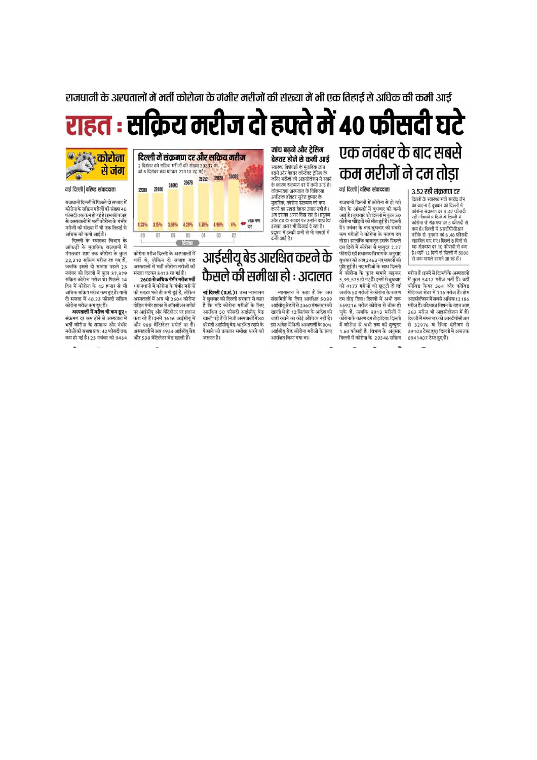राजधानी के अस्पतालों में भर्ती कोरोना के गंभीर मरीजों की संख्या में भी एक तिहाई से अधिक की कमी आई

# राहत : सक्रिय मरीज दो हफ्ते में 40 फीसदी घटे

**कोरोना से जंग**

नई दिल्ली | वरिष्ठ संवाददाता

राजधानी दिल्ली में पिछले दो सप्ताह में कोरोना के सक्रिय मरीजों की संख्या 40 फीसदी तक कम हो गई है। इसकी वजह से अस्पतालों में भर्ती कोरोना के गंभीर मरीजों की संख्या में भी एक तिहाई से अधिक की कमी आई है।

दिल्ली के स्वास्थ्य विभाग के आंकड़ों के मुताबिक राजधानी में मंगलवार शाम तक कोरोना के कुल 22,310 सक्रिय मरीज रह गए हैं, जबकि इससे दो सप्ताह पहले 23 नवंबर को दिल्ली में कुल 37,329 सक्रिय कोरोना मरीज थे। पिछले 14 दिन में कोरोना के 15 हजार से भी अधिक सक्रिय मरीज कम हुए हैं। यानी दो सप्ताह में 40.23 फीसदी सक्रिय कोरोना मरीज कम हुए हैं।

**अस्पतालों में मरीज भी कम हुए :** संक्रमण दर कम होने से अस्पताल में भर्ती कोरोना के सामान्य और गंभीर मरीजों की संख्या प्रायः 42 फीसदी तक कम हो गई है। 23 नवंबर को 9464 कोरोना मरीज दिल्ली के अस्पतालों में भर्ती थे, लेकिन दो सप्ताह बाद अस्पतालों में भर्ती कोरोना मरीजों की संख्या घटकर 5413 रह गई है।

**2600 से अधिक गंभीर मरीज भर्ती :** राजधानी में कोरोना के गंभीर मरीजों की संख्या भले ही कमी हुई है, लेकिन अस्पतालों में अब भी 2604 कोरोना पीड़ित गंभीर हालत में ऑक्सीजन सपोर्ट पर आईसीयू और वेंटिलेटर पर इलाज करा रहे हैं। इनमें 1616 आईसीयू में और 988 वेंटिलेटर सपोर्ट पर हैं। अस्पतालों में अब 1934 आईसीयू बेड और 538 वेंटिलेटर बेड खाली हैं।

## दिल्ली में संक्रमण दर और सक्रिय मरीज

2 दिसंबर को सक्रिय मरीजों की संख्या 30302 थी, जो 8 दिसंबर तक घटकर 22310 रह गई।

22310
22486
24693
26678
28252
29129
30302

4.23%
3.15%
3.68%
4.20%
4.78%
4.96%
6%

संक्रमण दर

08
07
06
05
04
03
02

दिसंबर

### जांच बढ़ने और ट्रेसिंग बेहतर होने से कमी आई

स्वास्थ्य विशेषज्ञों के मुताबिक जांच बढ़ने और बेहतर कॉन्टेक्ट ट्रेसिंग के जरिए मरीजों को आइसोलेशन में रखने के कारण संक्रमण दर में कमी आई है। लोकनायक अस्पताल के चिकित्सा अधीक्षक डॉक्टर सुरेश कुमार के मुताबिक कोरोना संक्रमण को कम करने का सबसे बेहतर उपाय यही है। अब इसका असर दिख रहा है। प्रदूषण और ठंड के सवाल पर उन्होंने कहा कि इसका असर भी दिखाई दे रहा है। प्रदूषण में हल्की कमी से भी मामले में कमी आई है।

## आईसीयू बेड आरक्षित करने के फैसले की समीक्षा हो : अदालत

**नई दिल्ली (प्र.सं.)।** उच्च न्यायालय ने बुधवार को दिल्ली सरकार से कहा है कि यदि कोरोना मरीजों के लिए आरक्षित 50 फीसदी आईसीयू बेड खाली पड़े हैं तो निजी अस्पतालों में 80 फीसदी आईसीयू बेड आरक्षित रखने के फैसले की तत्काल समीक्षा करने की जरूरत है।

न्यायालय ने कहा है कि जब संक्रमितों के लिए आरक्षित 5089 आईसीयू बेड में से 2360 मंगलवार को खाली थे तो 12 सितंबर के आदेश को जारी रखने का कोई औचित्य नहीं है। इस आदेश में निजी अस्पतालों के 80% आईसीयू बेड कोरोना मरीजों के लिए आरक्षित किया गया था।

## एक नवंबर के बाद सबसे कम मरीजों ने दम तोड़ा

नई दिल्ली | वरिष्ठ संवाददाता

राजधानी दिल्ली में कोरोना से हो रही मौत के आंकड़ों में बुधवार को कमी आई है। बुधवार को दिल्ली में कुल 50 कोरोना पीड़ितों की मौत हुई है। दिल्ली में 1 नवंबर के बाद बुधवार को सबसे कम मरीजों ने कोरोना के कारण दम तोड़ा। हालांकि बावजूद इसके पिछले दस दिनों में कोरोना से मृत्युदर 2.27 फीसदी रही स्वास्थ्य विभाग के अनुसार बुधवार को आए 2463 नए मामलों की पुष्टि हुई है। नए मरीजों के साथ दिल्ली में कोरोना के कुल मामले बढ़कर 5,99,575 हो गए हैं। इनमें से बुधवार को 4177 मरीजों को छुट्टी दी गई जबकि 50 मरीजों ने कोरोना के कारण दम तोड़ दिया। दिल्ली में अभी तक 569216 मरीज कोरोना से ठीक हो चुके हैं, जबकि 9813 मरीजों ने कोरोना के कारण दम तोड़ दिया। दिल्ली में कोरोना से अभी तक की मृत्युदर 1.64 फीसदी है। विभाग के अनुसार दिल्ली में कोरोना के 20546 सक्रिय मरीज हैं। इनमें से दिल्ली के अस्पतालों में कुल 5417 मरीज भर्ती हैं। वहीं कोविड केयर 364 और कोविड मेडिकल सेंटर में 116 मरीज हैं। होम आइसोलेशन में सबसे अधिक 12186 मरीज हैं। चंदिभारत मिशन के तहत आए 263 मरीज भी आइसोलेशन में हैं। दिल्ली में मंगलवार को आरटीपीसीआर से 32976 व रैपिड एंटीजन से 39103 टेस्ट हुए। दिल्ली में अब तक 6941407 टेस्ट हुए हैं।

### 3.52 रही संक्रमण दर

दिल्ली के स्वास्थ्य मंत्री सत्येंद्र जैन का कहना है बुधवार को दिल्ली में कोरोना संक्रमण दर 3.42 फीसदी रही। पिछले 8 दिनों से दिल्ली में कोरोना से संक्रमण दर 5 फीसदी से कम है। दिल्ली में आरटीपीसीआर तरीके से बुधवार को 6.46 फीसदी संक्रमित पाए गए। पिछले 8 दिनों से वह संक्रमण दर 10 फीसदी से कम है। वहीं 12 दिनों से दिल्ली में 5000 से कम मामले सामने आ रहे हैं।